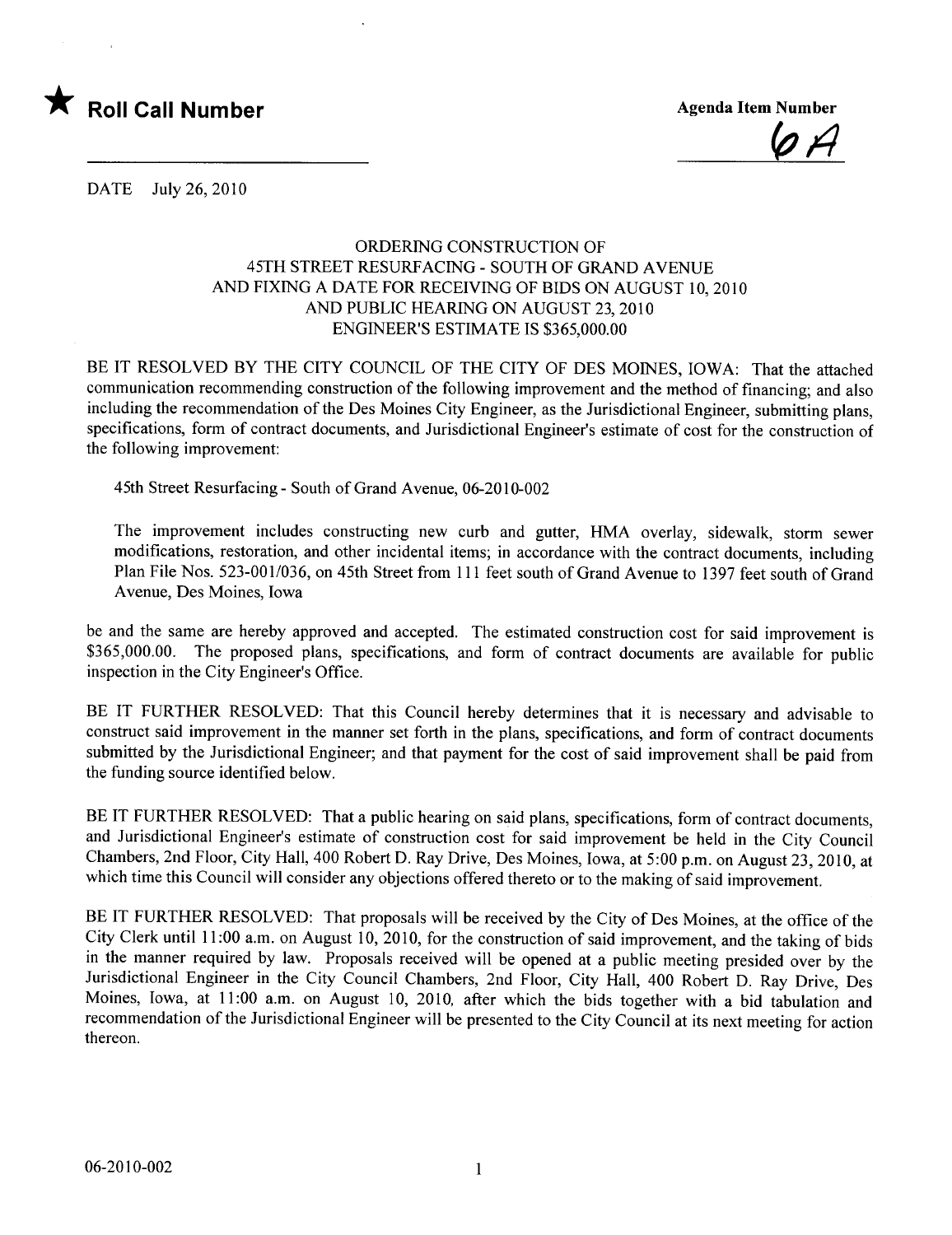★ **Roll Call Number**

**Agenda Item Number**

6A

DATE July 26, 2010

ORDERING CONSTRUCTION OF
45TH STREET RESURFACING - SOUTH OF GRAND AVENUE
AND FIXING A DATE FOR RECEIVING OF BIDS ON AUGUST 10, 2010
AND PUBLIC HEARING ON AUGUST 23, 2010
ENGINEER'S ESTIMATE IS $365,000.00

BE IT RESOLVED BY THE CITY COUNCIL OF THE CITY OF DES MOINES, IOWA: That the attached communication recommending construction of the following improvement and the method of financing; and also including the recommendation of the Des Moines City Engineer, as the Jurisdictional Engineer, submitting plans, specifications, form of contract documents, and Jurisdictional Engineer's estimate of cost for the construction of the following improvement:

45th Street Resurfacing - South of Grand Avenue, 06-2010-002

The improvement includes constructing new curb and gutter, HMA overlay, sidewalk, storm sewer modifications, restoration, and other incidental items; in accordance with the contract documents, including Plan File Nos. 523-001/036, on 45th Street from 111 feet south of Grand Avenue to 1397 feet south of Grand Avenue, Des Moines, Iowa

be and the same are hereby approved and accepted. The estimated construction cost for said improvement is $365,000.00. The proposed plans, specifications, and form of contract documents are available for public inspection in the City Engineer's Office.

BE IT FURTHER RESOLVED: That this Council hereby determines that it is necessary and advisable to construct said improvement in the manner set forth in the plans, specifications, and form of contract documents submitted by the Jurisdictional Engineer; and that payment for the cost of said improvement shall be paid from the funding source identified below.

BE IT FURTHER RESOLVED: That a public hearing on said plans, specifications, form of contract documents, and Jurisdictional Engineer's estimate of construction cost for said improvement be held in the City Council Chambers, 2nd Floor, City Hall, 400 Robert D. Ray Drive, Des Moines, Iowa, at 5:00 p.m. on August 23, 2010, at which time this Council will consider any objections offered thereto or to the making of said improvement.

BE IT FURTHER RESOLVED: That proposals will be received by the City of Des Moines, at the office of the City Clerk until 11:00 a.m. on August 10, 2010, for the construction of said improvement, and the taking of bids in the manner required by law. Proposals received will be opened at a public meeting presided over by the Jurisdictional Engineer in the City Council Chambers, 2nd Floor, City Hall, 400 Robert D. Ray Drive, Des Moines, Iowa, at 11:00 a.m. on August 10, 2010, after which the bids together with a bid tabulation and recommendation of the Jurisdictional Engineer will be presented to the City Council at its next meeting for action thereon.

06-2010-002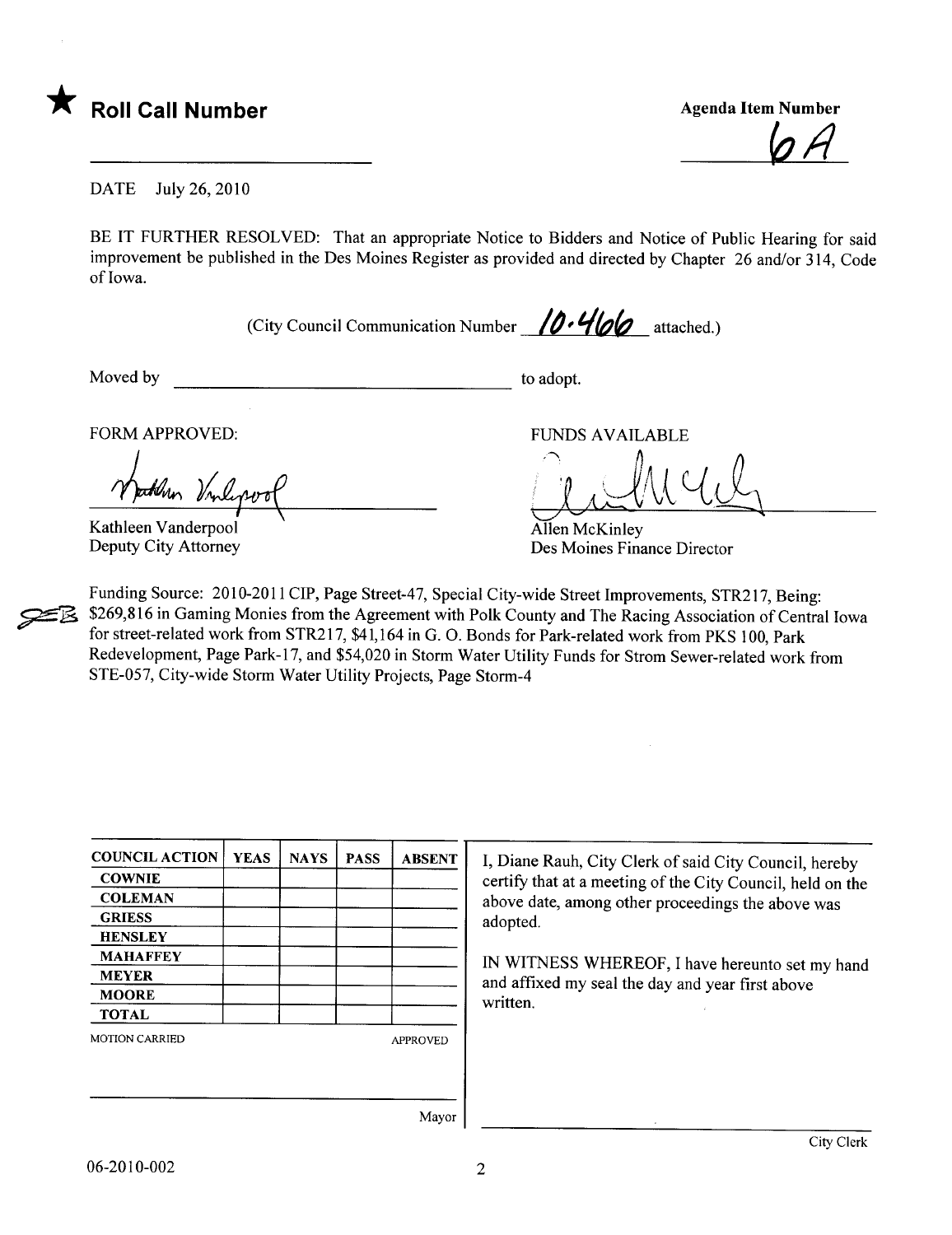★ **Roll Call Number**

**Agenda Item Number**

6A

DATE July 26, 2010

BE IT FURTHER RESOLVED: That an appropriate Notice to Bidders and Notice of Public Hearing for said improvement be published in the Des Moines Register as provided and directed by Chapter 26 and/or 314, Code of Iowa.

(City Council Communication Number 10-466 attached.)

Moved by ______________________ to adopt.

FORM APPROVED:

Kathleen Vanderpool
Deputy City Attorney

FUNDS AVAILABLE

Allen McKinley
Des Moines Finance Director

Funding Source: 2010-2011 CIP, Page Street-47, Special City-wide Street Improvements, STR217, Being: $269,816 in Gaming Monies from the Agreement with Polk County and The Racing Association of Central Iowa for street-related work from STR217, $41,164 in G. O. Bonds for Park-related work from PKS 100, Park Redevelopment, Page Park-17, and $54,020 in Storm Water Utility Funds for Strom Sewer-related work from STE-057, City-wide Storm Water Utility Projects, Page Storm-4

| COUNCIL ACTION | YEAS | NAYS | PASS | ABSENT |
|---|---|---|---|---|
| COWNIE | | | | |
| COLEMAN | | | | |
| GRIESS | | | | |
| HENSLEY | | | | |
| MAHAFFEY | | | | |
| MEYER | | | | |
| MOORE | | | | |
| TOTAL | | | | |

MOTION CARRIED APPROVED

Mayor

I, Diane Rauh, City Clerk of said City Council, hereby certify that at a meeting of the City Council, held on the above date, among other proceedings the above was adopted.

IN WITNESS WHEREOF, I have hereunto set my hand and affixed my seal the day and year first above written.

City Clerk

06-2010-002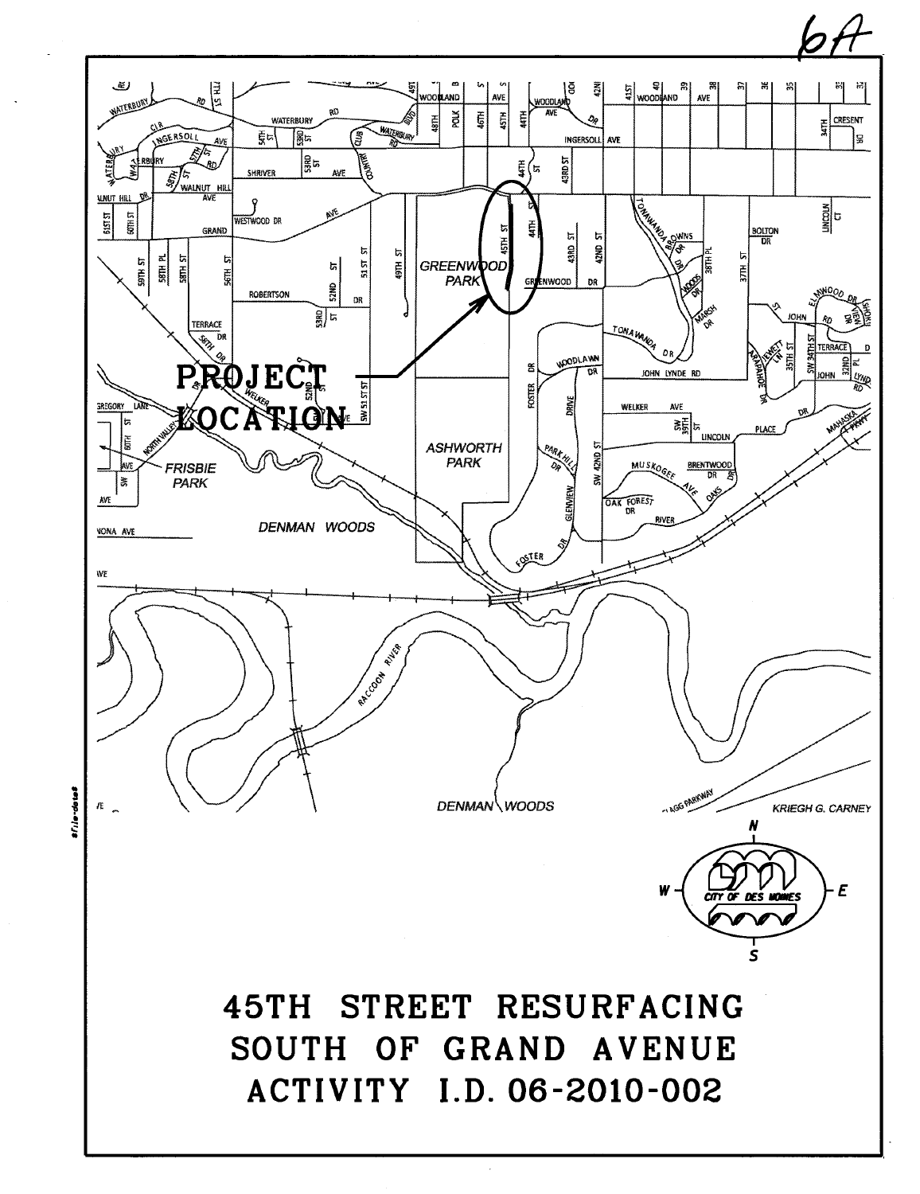6A

PROJECT LOCATION

# 45TH STREET RESURFACING SOUTH OF GRAND AVENUE ACTIVITY I.D. 06-2010-002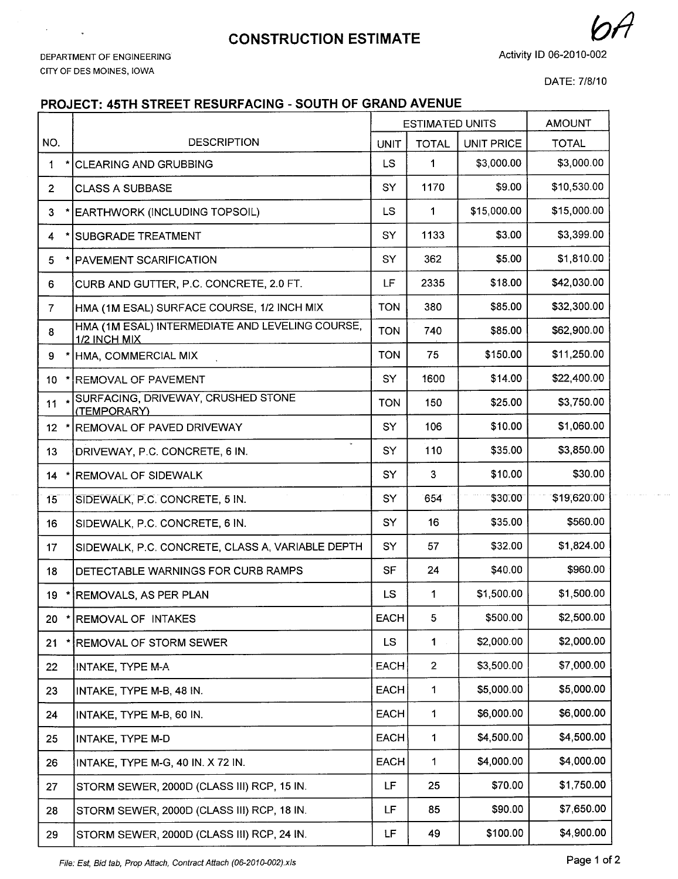# CONSTRUCTION ESTIMATE

6A

DEPARTMENT OF ENGINEERING
CITY OF DES MOINES, IOWA

Activity ID 06-2010-002

DATE: 7/8/10

## PROJECT: 45TH STREET RESURFACING - SOUTH OF GRAND AVENUE

| NO. | DESCRIPTION | ESTIMATED UNITS | | | AMOUNT |
|---|---|---|---|---|---|
| | | UNIT | TOTAL | UNIT PRICE | TOTAL |
| 1 * | CLEARING AND GRUBBING | LS | 1 | $3,000.00 | $3,000.00 |
| 2 | CLASS A SUBBASE | SY | 1170 | $9.00 | $10,530.00 |
| 3 * | EARTHWORK (INCLUDING TOPSOIL) | LS | 1 | $15,000.00 | $15,000.00 |
| 4 * | SUBGRADE TREATMENT | SY | 1133 | $3.00 | $3,399.00 |
| 5 * | PAVEMENT SCARIFICATION | SY | 362 | $5.00 | $1,810.00 |
| 6 | CURB AND GUTTER, P.C. CONCRETE, 2.0 FT. | LF | 2335 | $18.00 | $42,030.00 |
| 7 | HMA (1M ESAL) SURFACE COURSE, 1/2 INCH MIX | TON | 380 | $85.00 | $32,300.00 |
| 8 | HMA (1M ESAL) INTERMEDIATE AND LEVELING COURSE, 1/2 INCH MIX | TON | 740 | $85.00 | $62,900.00 |
| 9 * | HMA, COMMERCIAL MIX | TON | 75 | $150.00 | $11,250.00 |
| 10 * | REMOVAL OF PAVEMENT | SY | 1600 | $14.00 | $22,400.00 |
| 11 * | SURFACING, DRIVEWAY, CRUSHED STONE (TEMPORARY) | TON | 150 | $25.00 | $3,750.00 |
| 12 * | REMOVAL OF PAVED DRIVEWAY | SY | 106 | $10.00 | $1,060.00 |
| 13 | DRIVEWAY, P.C. CONCRETE, 6 IN. | SY | 110 | $35.00 | $3,850.00 |
| 14 * | REMOVAL OF SIDEWALK | SY | 3 | $10.00 | $30.00 |
| 15 | SIDEWALK, P.C. CONCRETE, 5 IN. | SY | 654 | $30.00 | $19,620.00 |
| 16 | SIDEWALK, P.C. CONCRETE, 6 IN. | SY | 16 | $35.00 | $560.00 |
| 17 | SIDEWALK, P.C. CONCRETE, CLASS A, VARIABLE DEPTH | SY | 57 | $32.00 | $1,824.00 |
| 18 | DETECTABLE WARNINGS FOR CURB RAMPS | SF | 24 | $40.00 | $960.00 |
| 19 * | REMOVALS, AS PER PLAN | LS | 1 | $1,500.00 | $1,500.00 |
| 20 * | REMOVAL OF INTAKES | EACH | 5 | $500.00 | $2,500.00 |
| 21 * | REMOVAL OF STORM SEWER | LS | 1 | $2,000.00 | $2,000.00 |
| 22 | INTAKE, TYPE M-A | EACH | 2 | $3,500.00 | $7,000.00 |
| 23 | INTAKE, TYPE M-B, 48 IN. | EACH | 1 | $5,000.00 | $5,000.00 |
| 24 | INTAKE, TYPE M-B, 60 IN. | EACH | 1 | $6,000.00 | $6,000.00 |
| 25 | INTAKE, TYPE M-D | EACH | 1 | $4,500.00 | $4,500.00 |
| 26 | INTAKE, TYPE M-G, 40 IN. X 72 IN. | EACH | 1 | $4,000.00 | $4,000.00 |
| 27 | STORM SEWER, 2000D (CLASS III) RCP, 15 IN. | LF | 25 | $70.00 | $1,750.00 |
| 28 | STORM SEWER, 2000D (CLASS III) RCP, 18 IN. | LF | 85 | $90.00 | $7,650.00 |
| 29 | STORM SEWER, 2000D (CLASS III) RCP, 24 IN. | LF | 49 | $100.00 | $4,900.00 |

*File: Est, Bid tab, Prop Attach, Contract Attach (06-2010-002).xls*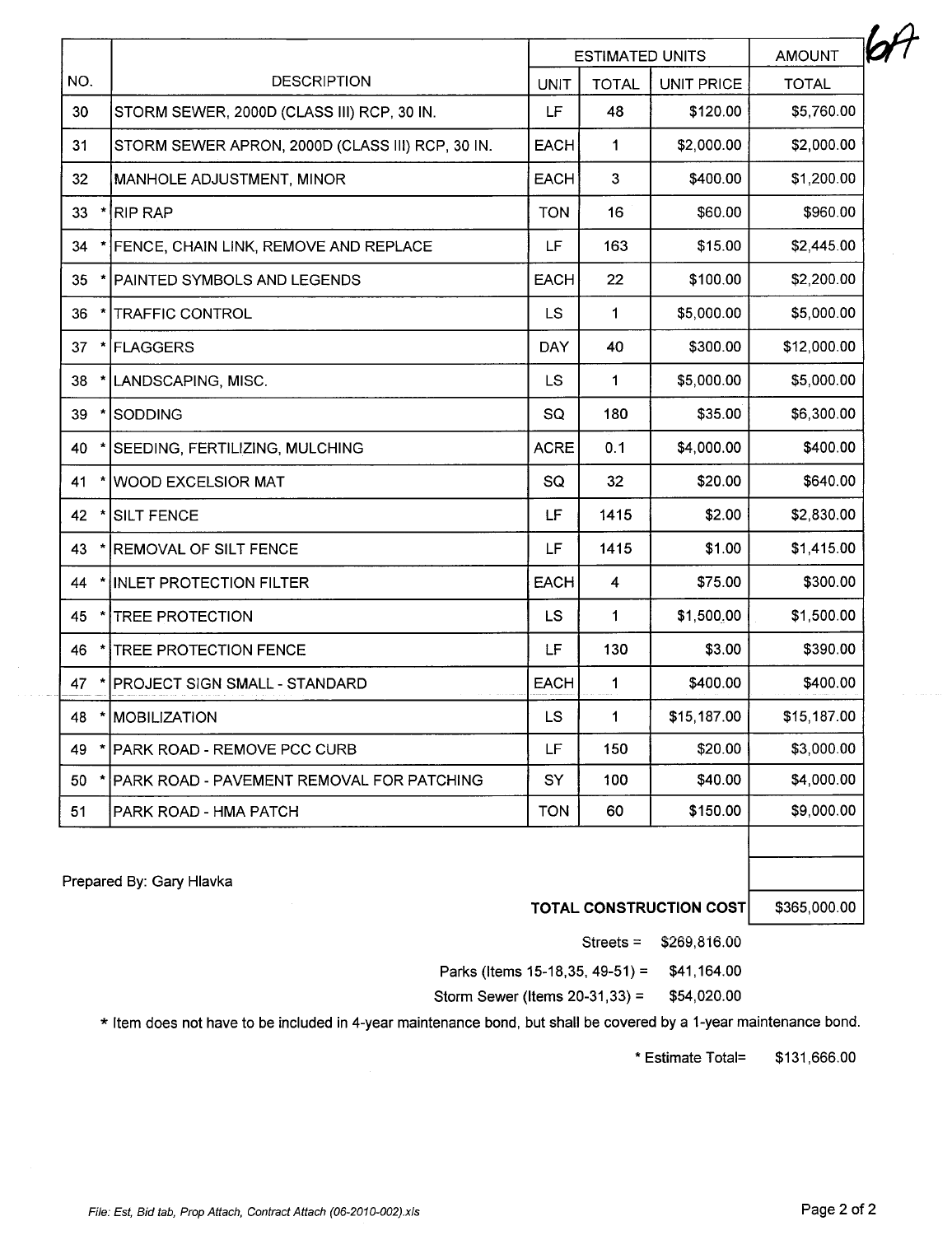6A

| NO. | DESCRIPTION | ESTIMATED UNITS | | | AMOUNT |
|---|---|---|---|---|---|
| | | UNIT | TOTAL | UNIT PRICE | TOTAL |
| 30 | STORM SEWER, 2000D (CLASS III) RCP, 30 IN. | LF | 48 | $120.00 | $5,760.00 |
| 31 | STORM SEWER APRON, 2000D (CLASS III) RCP, 30 IN. | EACH | 1 | $2,000.00 | $2,000.00 |
| 32 | MANHOLE ADJUSTMENT, MINOR | EACH | 3 | $400.00 | $1,200.00 |
| 33 * | RIP RAP | TON | 16 | $60.00 | $960.00 |
| 34 * | FENCE, CHAIN LINK, REMOVE AND REPLACE | LF | 163 | $15.00 | $2,445.00 |
| 35 * | PAINTED SYMBOLS AND LEGENDS | EACH | 22 | $100.00 | $2,200.00 |
| 36 * | TRAFFIC CONTROL | LS | 1 | $5,000.00 | $5,000.00 |
| 37 * | FLAGGERS | DAY | 40 | $300.00 | $12,000.00 |
| 38 * | LANDSCAPING, MISC. | LS | 1 | $5,000.00 | $5,000.00 |
| 39 * | SODDING | SQ | 180 | $35.00 | $6,300.00 |
| 40 * | SEEDING, FERTILIZING, MULCHING | ACRE | 0.1 | $4,000.00 | $400.00 |
| 41 * | WOOD EXCELSIOR MAT | SQ | 32 | $20.00 | $640.00 |
| 42 * | SILT FENCE | LF | 1415 | $2.00 | $2,830.00 |
| 43 * | REMOVAL OF SILT FENCE | LF | 1415 | $1.00 | $1,415.00 |
| 44 * | INLET PROTECTION FILTER | EACH | 4 | $75.00 | $300.00 |
| 45 * | TREE PROTECTION | LS | 1 | $1,500.00 | $1,500.00 |
| 46 * | TREE PROTECTION FENCE | LF | 130 | $3.00 | $390.00 |
| 47 * | PROJECT SIGN SMALL - STANDARD | EACH | 1 | $400.00 | $400.00 |
| 48 * | MOBILIZATION | LS | 1 | $15,187.00 | $15,187.00 |
| 49 * | PARK ROAD - REMOVE PCC CURB | LF | 150 | $20.00 | $3,000.00 |
| 50 * | PARK ROAD - PAVEMENT REMOVAL FOR PATCHING | SY | 100 | $40.00 | $4,000.00 |
| 51 | PARK ROAD - HMA PATCH | TON | 60 | $150.00 | $9,000.00 |

Prepared By: Gary Hlavka

**TOTAL CONSTRUCTION COST** $365,000.00

Streets = $269,816.00

Parks (Items 15-18,35, 49-51) = $41,164.00

Storm Sewer (Items 20-31,33) = $54,020.00

* Item does not have to be included in 4-year maintenance bond, but shall be covered by a 1-year maintenance bond.

* Estimate Total= $131,666.00

*File: Est, Bid tab, Prop Attach, Contract Attach (06-2010-002).xls*